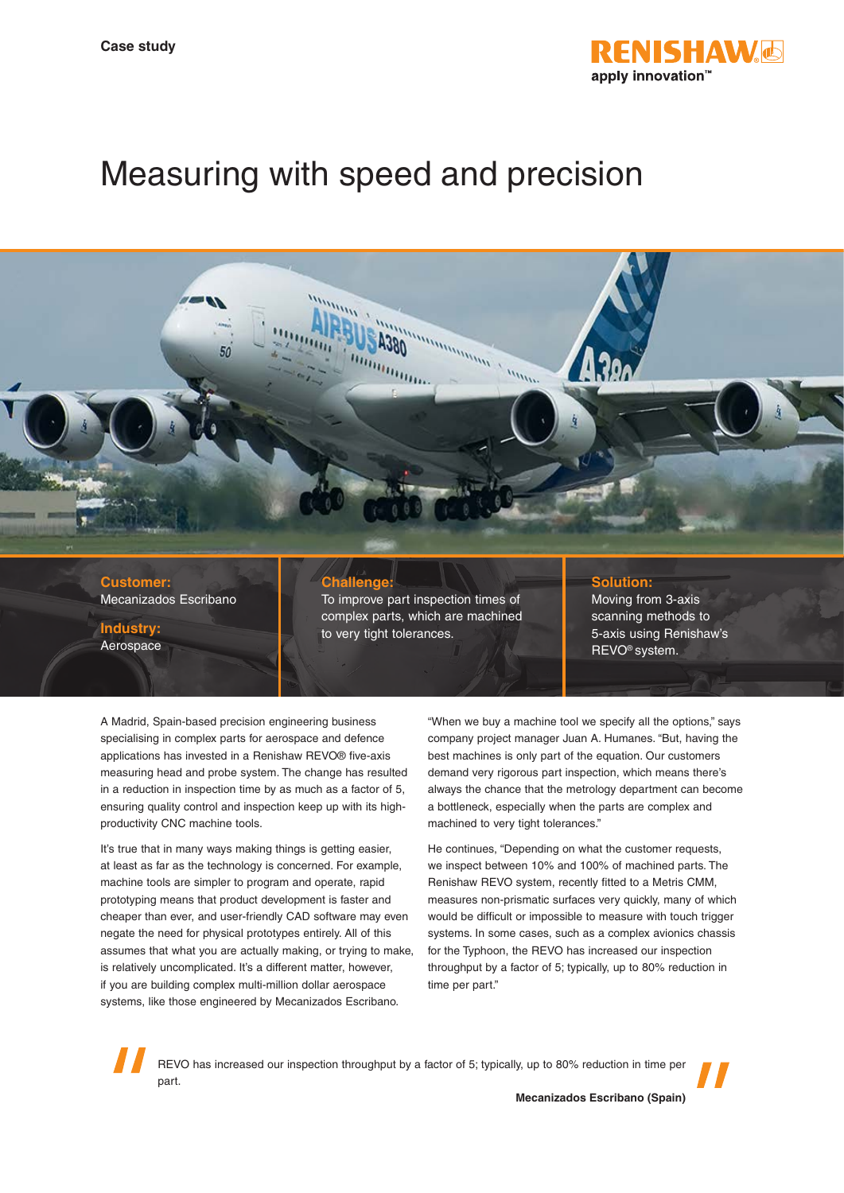Case study

RENISHAW
apply innovation™

# Measuring with speed and precision

**Customer:**
Mecanizados Escribano

**Industry:**
Aerospace

**Challenge:**
To improve part inspection times of complex parts, which are machined to very tight tolerances.

**Solution:**
Moving from 3-axis scanning methods to 5-axis using Renishaw's REVO® system.

A Madrid, Spain-based precision engineering business specialising in complex parts for aerospace and defence applications has invested in a Renishaw REVO® five-axis measuring head and probe system. The change has resulted in a reduction in inspection time by as much as a factor of 5, ensuring quality control and inspection keep up with its high-productivity CNC machine tools.

It's true that in many ways making things is getting easier, at least as far as the technology is concerned. For example, machine tools are simpler to program and operate, rapid prototyping means that product development is faster and cheaper than ever, and user-friendly CAD software may even negate the need for physical prototypes entirely. All of this assumes that what you are actually making, or trying to make, is relatively uncomplicated. It's a different matter, however, if you are building complex multi-million dollar aerospace systems, like those engineered by Mecanizados Escribano.

"When we buy a machine tool we specify all the options," says company project manager Juan A. Humanes. "But, having the best machines is only part of the equation. Our customers demand very rigorous part inspection, which means there's always the chance that the metrology department can become a bottleneck, especially when the parts are complex and machined to very tight tolerances."

He continues, "Depending on what the customer requests, we inspect between 10% and 100% of machined parts. The Renishaw REVO system, recently fitted to a Metris CMM, measures non-prismatic surfaces very quickly, many of which would be difficult or impossible to measure with touch trigger systems. In some cases, such as a complex avionics chassis for the Typhoon, the REVO has increased our inspection throughput by a factor of 5; typically, up to 80% reduction in time per part."

> REVO has increased our inspection throughput by a factor of 5; typically, up to 80% reduction in time per part.
>
> **Mecanizados Escribano (Spain)**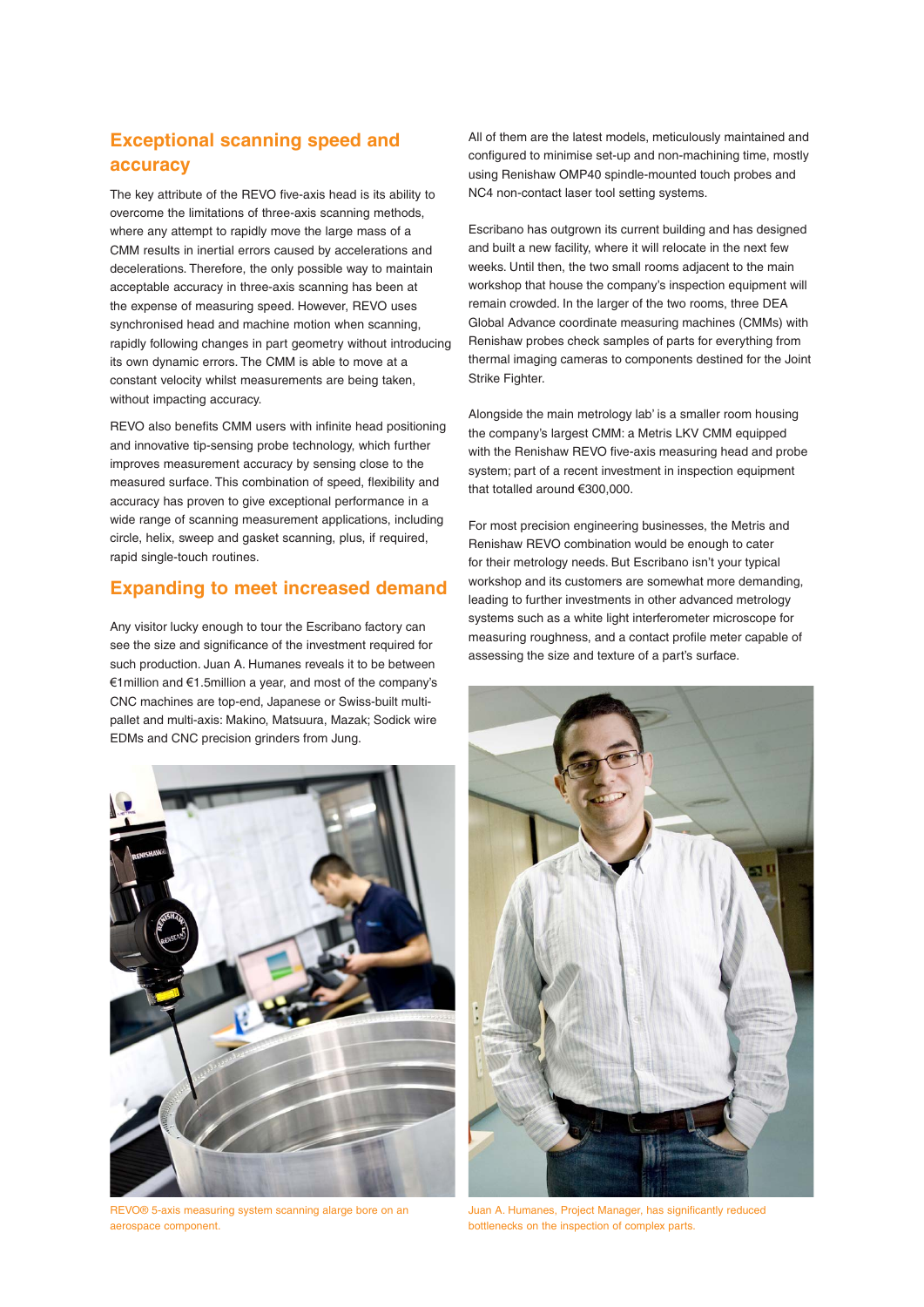## Exceptional scanning speed and accuracy

The key attribute of the REVO five-axis head is its ability to overcome the limitations of three-axis scanning methods, where any attempt to rapidly move the large mass of a CMM results in inertial errors caused by accelerations and decelerations. Therefore, the only possible way to maintain acceptable accuracy in three-axis scanning has been at the expense of measuring speed. However, REVO uses synchronised head and machine motion when scanning, rapidly following changes in part geometry without introducing its own dynamic errors. The CMM is able to move at a constant velocity whilst measurements are being taken, without impacting accuracy.

REVO also benefits CMM users with infinite head positioning and innovative tip-sensing probe technology, which further improves measurement accuracy by sensing close to the measured surface. This combination of speed, flexibility and accuracy has proven to give exceptional performance in a wide range of scanning measurement applications, including circle, helix, sweep and gasket scanning, plus, if required, rapid single-touch routines.

## Expanding to meet increased demand

Any visitor lucky enough to tour the Escribano factory can see the size and significance of the investment required for such production. Juan A. Humanes reveals it to be between €1million and €1.5million a year, and most of the company's CNC machines are top-end, Japanese or Swiss-built multi-pallet and multi-axis: Makino, Matsuura, Mazak; Sodick wire EDMs and CNC precision grinders from Jung.

REVO® 5-axis measuring system scanning alarge bore on an aerospace component.

All of them are the latest models, meticulously maintained and configured to minimise set-up and non-machining time, mostly using Renishaw OMP40 spindle-mounted touch probes and NC4 non-contact laser tool setting systems.

Escribano has outgrown its current building and has designed and built a new facility, where it will relocate in the next few weeks. Until then, the two small rooms adjacent to the main workshop that house the company's inspection equipment will remain crowded. In the larger of the two rooms, three DEA Global Advance coordinate measuring machines (CMMs) with Renishaw probes check samples of parts for everything from thermal imaging cameras to components destined for the Joint Strike Fighter.

Alongside the main metrology lab' is a smaller room housing the company's largest CMM: a Metris LKV CMM equipped with the Renishaw REVO five-axis measuring head and probe system; part of a recent investment in inspection equipment that totalled around €300,000.

For most precision engineering businesses, the Metris and Renishaw REVO combination would be enough to cater for their metrology needs. But Escribano isn't your typical workshop and its customers are somewhat more demanding, leading to further investments in other advanced metrology systems such as a white light interferometer microscope for measuring roughness, and a contact profile meter capable of assessing the size and texture of a part's surface.

Juan A. Humanes, Project Manager, has significantly reduced bottlenecks on the inspection of complex parts.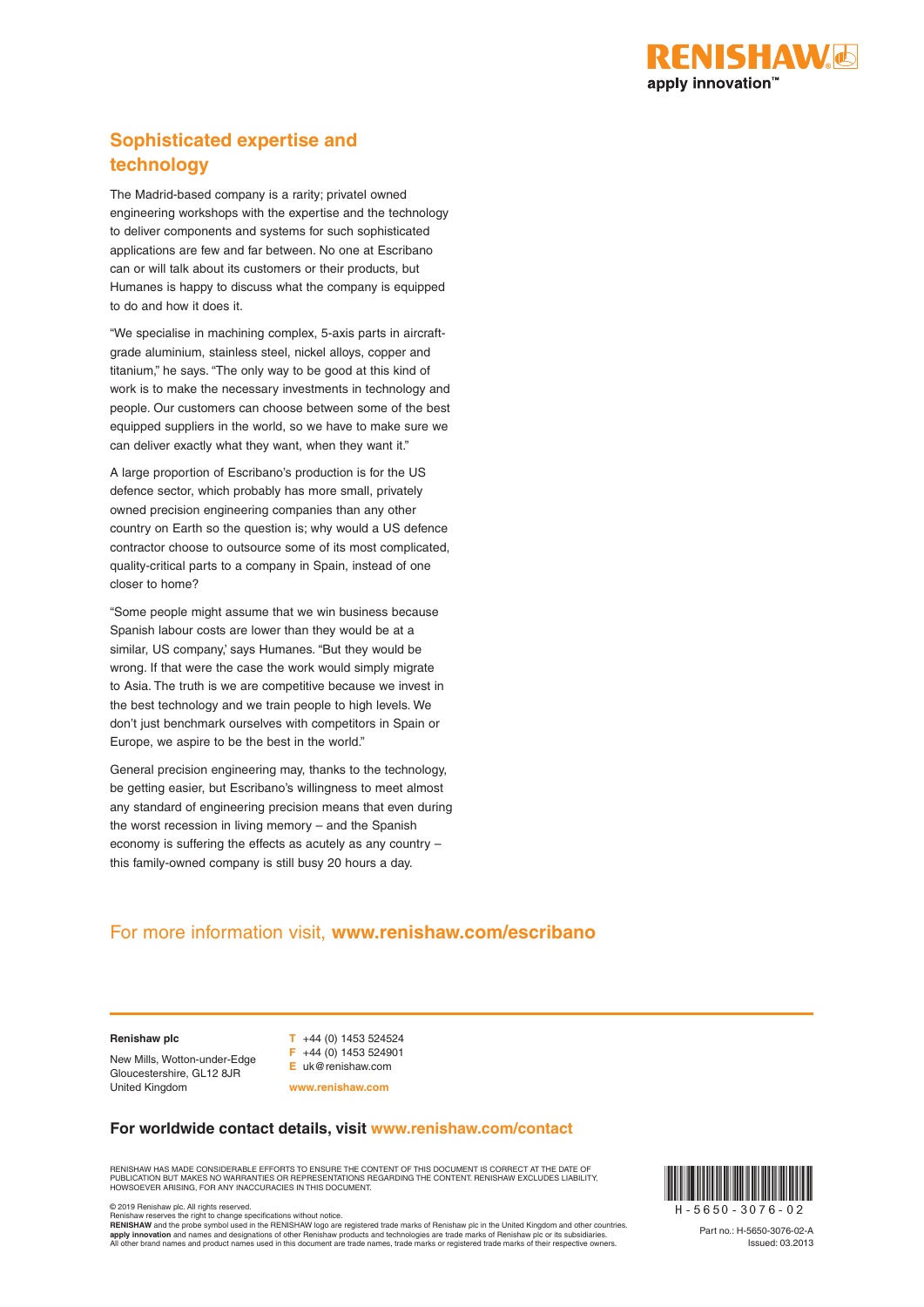## Sophisticated expertise and technology

The Madrid-based company is a rarity; privatel owned engineering workshops with the expertise and the technology to deliver components and systems for such sophisticated applications are few and far between. No one at Escribano can or will talk about its customers or their products, but Humanes is happy to discuss what the company is equipped to do and how it does it.

"We specialise in machining complex, 5-axis parts in aircraft-grade aluminium, stainless steel, nickel alloys, copper and titanium," he says. "The only way to be good at this kind of work is to make the necessary investments in technology and people. Our customers can choose between some of the best equipped suppliers in the world, so we have to make sure we can deliver exactly what they want, when they want it."

A large proportion of Escribano's production is for the US defence sector, which probably has more small, privately owned precision engineering companies than any other country on Earth so the question is; why would a US defence contractor choose to outsource some of its most complicated, quality-critical parts to a company in Spain, instead of one closer to home?

"Some people might assume that we win business because Spanish labour costs are lower than they would be at a similar, US company,' says Humanes. "But they would be wrong. If that were the case the work would simply migrate to Asia. The truth is we are competitive because we invest in the best technology and we train people to high levels. We don't just benchmark ourselves with competitors in Spain or Europe, we aspire to be the best in the world."

General precision engineering may, thanks to the technology, be getting easier, but Escribano's willingness to meet almost any standard of engineering precision means that even during the worst recession in living memory – and the Spanish economy is suffering the effects as acutely as any country – this family-owned company is still busy 20 hours a day.

For more information visit, **www.renishaw.com/escribano**

**Renishaw plc**

New Mills, Wotton-under-Edge
Gloucestershire, GL12 8JR
United Kingdom

T +44 (0) 1453 524524
F +44 (0) 1453 524901
E uk@renishaw.com

www.renishaw.com

**For worldwide contact details, visit www.renishaw.com/contact**

RENISHAW HAS MADE CONSIDERABLE EFFORTS TO ENSURE THE CONTENT OF THIS DOCUMENT IS CORRECT AT THE DATE OF PUBLICATION BUT MAKES NO WARRANTIES OR REPRESENTATIONS REGARDING THE CONTENT. RENISHAW EXCLUDES LIABILITY, HOWSOEVER ARISING, FOR ANY INACCURACIES IN THIS DOCUMENT.

© 2019 Renishaw plc. All rights reserved.
Renishaw reserves the right to change specifications without notice.
**RENISHAW** and the probe symbol used in the RENISHAW logo are registered trade marks of Renishaw plc in the United Kingdom and other countries. **apply innovation** and names and designations of other Renishaw products and technologies are trade marks of Renishaw plc or its subsidiaries.
All other brand names and product names used in this document are trade names, trade marks or registered trade marks of their respective owners.

H-5650-3076-02

Part no.: H-5650-3076-02-A
Issued: 03.2013